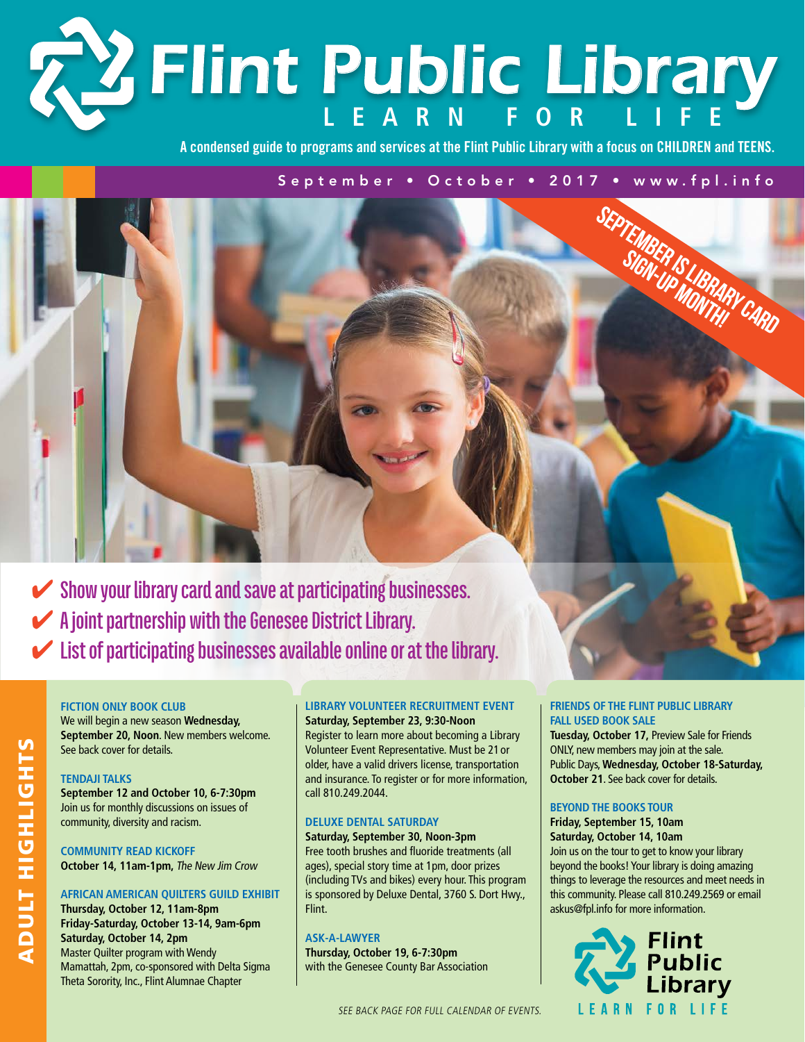# Flint Public Library

## LEARN FOR LIFE

A condensed guide to programs and services at the Flint Public Library with a focus on **CHILDREN** and **TEENS.**

September • October • 2017 • www.fpl.info

**SEPTEMBER IS LIBRARY CARD SIGN-UP MONTH!**

- ✔ Show your library card and save at participating businesses.
- ✔ A joint partnership with the Genesee District Library.
- ✔ List of participating businesses available online or at the library.

## ADULT HIGHLIGHTS

### FICTION ONLY BOOK CLUB

We will begin a new season **Wednesday, September 20, Noon**. New members welcome. See back cover for details.

### TENDAJI TALKS

**September 12 and October 10, 6-7:30pm**
Join us for monthly discussions on issues of community, diversity and racism.

### COMMUNITY READ KICKOFF

**October 14, 11am-1pm,** *The New Jim Crow*

### AFRICAN AMERICAN QUILTERS GUILD EXHIBIT

**Thursday, October 12, 11am-8pm**
**Friday-Saturday, October 13-14, 9am-6pm**
**Saturday, October 14, 2pm**
Master Quilter program with Wendy Mamattah, 2pm, co-sponsored with Delta Sigma Theta Sorority, Inc., Flint Alumnae Chapter

### LIBRARY VOLUNTEER RECRUITMENT EVENT

**Saturday, September 23, 9:30-Noon**
Register to learn more about becoming a Library Volunteer Event Representative. Must be 21 or older, have a valid drivers license, transportation and insurance. To register or for more information, call 810.249.2044.

### DELUXE DENTAL SATURDAY

**Saturday, September 30, Noon-3pm**
Free tooth brushes and fluoride treatments (all ages), special story time at 1pm, door prizes (including TVs and bikes) every hour. This program is sponsored by Deluxe Dental, 3760 S. Dort Hwy., Flint.

### ASK-A-LAWYER

**Thursday, October 19, 6-7:30pm**
with the Genesee County Bar Association

### FRIENDS OF THE FLINT PUBLIC LIBRARY FALL USED BOOK SALE

**Tuesday, October 17,** Preview Sale for Friends ONLY, new members may join at the sale.
Public Days, **Wednesday, October 18-Saturday, October 21**. See back cover for details.

### BEYOND THE BOOKS TOUR

**Friday, September 15, 10am**
**Saturday, October 14, 10am**
Join us on the tour to get to know your library beyond the books! Your library is doing amazing things to leverage the resources and meet needs in this community. Please call 810.249.2569 or email askus@fpl.info for more information.

*SEE BACK PAGE FOR FULL CALENDAR OF EVENTS.*

Flint Public Library
LEARN FOR LIFE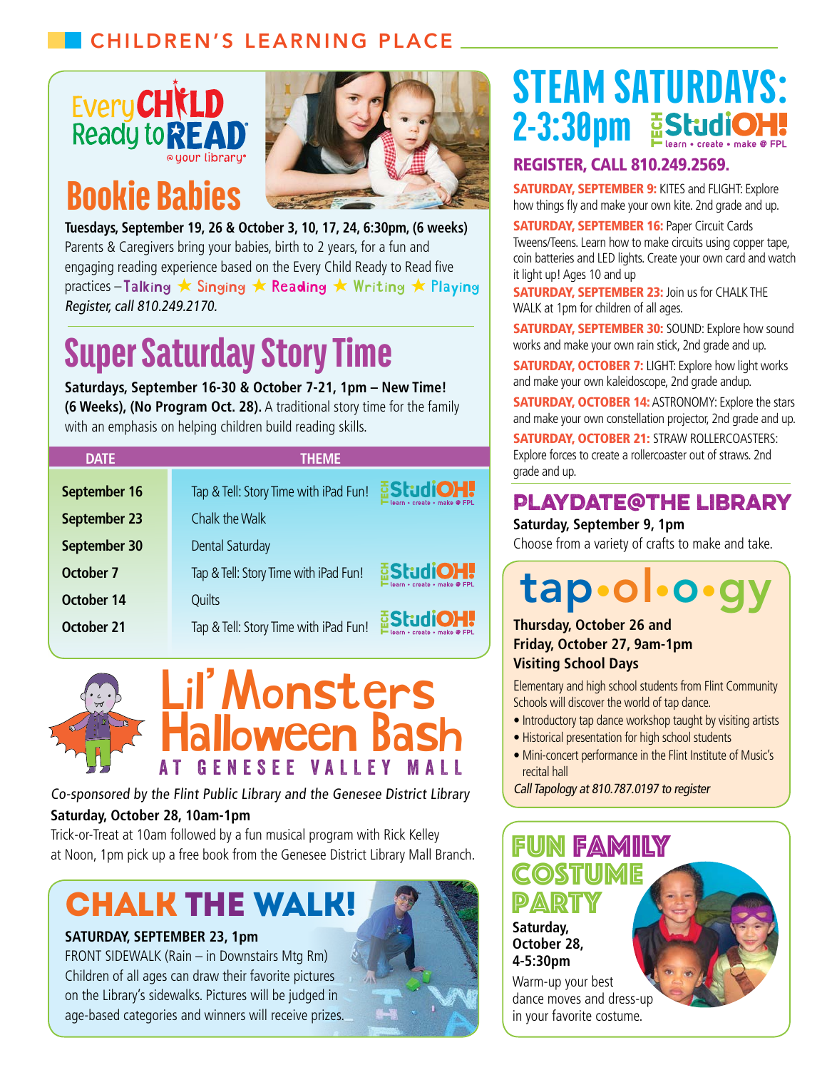# CHILDREN'S LEARNING PLACE

Every CHILD Ready to READ @ your library®

## Bookie Babies

**Tuesdays, September 19, 26 & October 3, 10, 17, 24, 6:30pm, (6 weeks)**
Parents & Caregivers bring your babies, birth to 2 years, for a fun and engaging reading experience based on the Every Child Ready to Read five practices – Talking ★ Singing ★ Reading ★ Writing ★ Playing
*Register, call 810.249.2170.*

## Super Saturday Story Time

**Saturdays, September 16-30 & October 7-21, 1pm – New Time! (6 Weeks), (No Program Oct. 28).** A traditional story time for the family with an emphasis on helping children build reading skills.

| DATE | THEME |
|---|---|
| September 16 | Tap & Tell: Story Time with iPad Fun! TECH StudiOH! learn • create • make @ FPL |
| September 23 | Chalk the Walk |
| September 30 | Dental Saturday |
| October 7 | Tap & Tell: Story Time with iPad Fun! TECH StudiOH! learn • create • make @ FPL |
| October 14 | Quilts |
| October 21 | Tap & Tell: Story Time with iPad Fun! TECH StudiOH! learn • create • make @ FPL |

## Lil' Monsters Halloween Bash AT GENESEE VALLEY MALL

*Co-sponsored by the Flint Public Library and the Genesee District Library*
**Saturday, October 28, 10am-1pm**
Trick-or-Treat at 10am followed by a fun musical program with Rick Kelley at Noon, 1pm pick up a free book from the Genesee District Library Mall Branch.

## CHALK THE WALK!

**SATURDAY, SEPTEMBER 23, 1pm**
FRONT SIDEWALK (Rain – in Downstairs Mtg Rm)
Children of all ages can draw their favorite pictures on the Library's sidewalks. Pictures will be judged in age-based categories and winners will receive prizes.

## STEAM SATURDAYS: 2-3:30pm

TECH StudiOH! learn • create • make @ FPL

### REGISTER, CALL 810.249.2569.

**SATURDAY, SEPTEMBER 9:** KITES and FLIGHT: Explore how things fly and make your own kite. 2nd grade and up.

**SATURDAY, SEPTEMBER 16:** Paper Circuit Cards Tweens/Teens. Learn how to make circuits using copper tape, coin batteries and LED lights. Create your own card and watch it light up! Ages 10 and up

**SATURDAY, SEPTEMBER 23:** Join us for CHALK THE WALK at 1pm for children of all ages.

**SATURDAY, SEPTEMBER 30:** SOUND: Explore how sound works and make your own rain stick, 2nd grade and up.

**SATURDAY, OCTOBER 7:** LIGHT: Explore how light works and make your own kaleidoscope, 2nd grade andup.

**SATURDAY, OCTOBER 14:** ASTRONOMY: Explore the stars and make your own constellation projector, 2nd grade and up.

**SATURDAY, OCTOBER 21:** STRAW ROLLERCOASTERS: Explore forces to create a rollercoaster out of straws. 2nd grade and up.

## PLAYDATE@THE LIBRARY

**Saturday, September 9, 1pm**
Choose from a variety of crafts to make and take.

## tap•ol•o•gy

**Thursday, October 26 and Friday, October 27, 9am-1pm**
**Visiting School Days**

Elementary and high school students from Flint Community Schools will discover the world of tap dance.

- Introductory tap dance workshop taught by visiting artists
- Historical presentation for high school students
- Mini-concert performance in the Flint Institute of Music's recital hall

*Call Tapology at 810.787.0197 to register*

## FUN FAMILY COSTUME PARTY

**Saturday, October 28, 4-5:30pm**
Warm-up your best dance moves and dress-up in your favorite costume.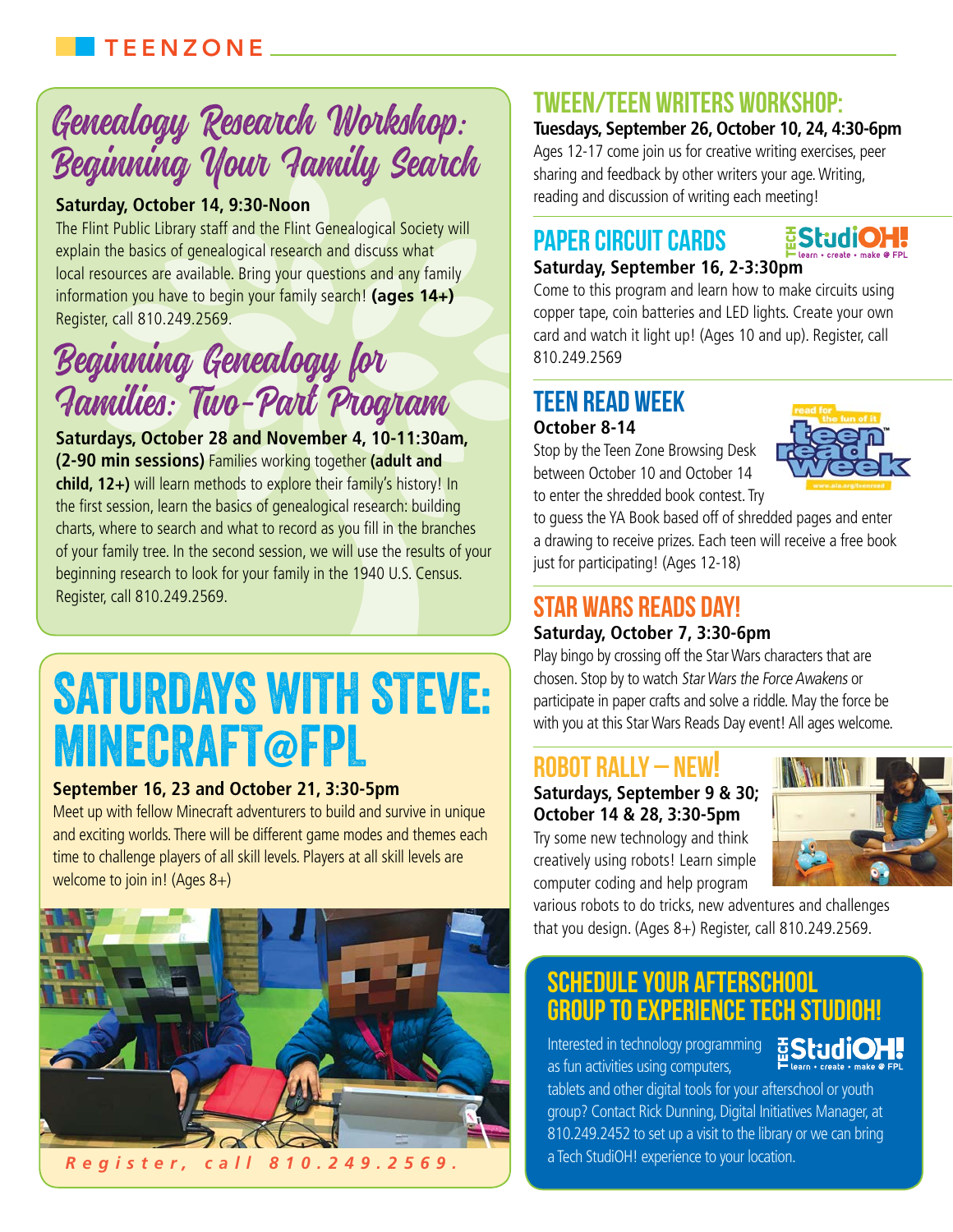# TEENZONE

## Genealogy Research Workshop: Beginning Your Family Search

**Saturday, October 14, 9:30-Noon**

The Flint Public Library staff and the Flint Genealogical Society will explain the basics of genealogical research and discuss what local resources are available. Bring your questions and any family information you have to begin your family search! **(ages 14+)** Register, call 810.249.2569.

## Beginning Genealogy for Families: Two-Part Program

**Saturdays, October 28 and November 4, 10-11:30am, (2-90 min sessions)** Families working together **(adult and child, 12+)** will learn methods to explore their family's history! In the first session, learn the basics of genealogical research: building charts, where to search and what to record as you fill in the branches of your family tree. In the second session, we will use the results of your beginning research to look for your family in the 1940 U.S. Census. Register, call 810.249.2569.

## SATURDAYS WITH STEVE: MINECRAFT@FPL

**September 16, 23 and October 21, 3:30-5pm**

Meet up with fellow Minecraft adventurers to build and survive in unique and exciting worlds. There will be different game modes and themes each time to challenge players of all skill levels. Players at all skill levels are welcome to join in! (Ages 8+)

*Register, call 810.249.2569.*

## TWEEN/TEEN WRITERS WORKSHOP:

**Tuesdays, September 26, October 10, 24, 4:30-6pm**

Ages 12-17 come join us for creative writing exercises, peer sharing and feedback by other writers your age. Writing, reading and discussion of writing each meeting!

## PAPER CIRCUIT CARDS

TECH StudiOH! learn • create • make @ FPL

**Saturday, September 16, 2-3:30pm**

Come to this program and learn how to make circuits using copper tape, coin batteries and LED lights. Create your own card and watch it light up! (Ages 10 and up). Register, call 810.249.2569

## TEEN READ WEEK

**October 8-14**

Stop by the Teen Zone Browsing Desk between October 10 and October 14 to enter the shredded book contest. Try to guess the YA Book based off of shredded pages and enter a drawing to receive prizes. Each teen will receive a free book just for participating! (Ages 12-18)

## STAR WARS READS DAY!

**Saturday, October 7, 3:30-6pm**

Play bingo by crossing off the Star Wars characters that are chosen. Stop by to watch *Star Wars the Force Awakens* or participate in paper crafts and solve a riddle. May the force be with you at this Star Wars Reads Day event! All ages welcome.

## ROBOT RALLY – NEW!

**Saturdays, September 9 & 30; October 14 & 28, 3:30-5pm**

Try some new technology and think creatively using robots! Learn simple computer coding and help program various robots to do tricks, new adventures and challenges that you design. (Ages 8+) Register, call 810.249.2569.

## SCHEDULE YOUR AFTERSCHOOL GROUP TO EXPERIENCE TECH STUDIOH!

TECH StudiOH! learn • create • make @ FPL

Interested in technology programming as fun activities using computers, tablets and other digital tools for your afterschool or youth group? Contact Rick Dunning, Digital Initiatives Manager, at 810.249.2452 to set up a visit to the library or we can bring a Tech StudiOH! experience to your location.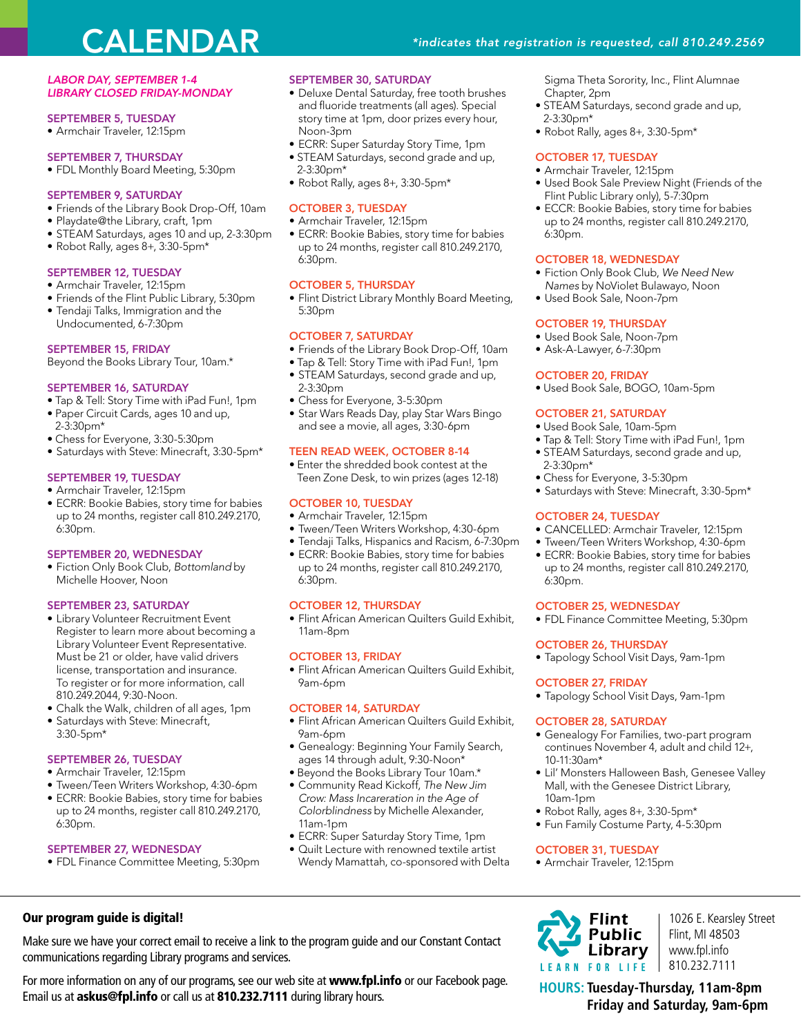# CALENDAR

*\*indicates that registration is requested, call 810.249.2569*

***LABOR DAY, SEPTEMBER 1-4***
***LIBRARY CLOSED FRIDAY-MONDAY***

**SEPTEMBER 5, TUESDAY**
- Armchair Traveler, 12:15pm

**SEPTEMBER 7, THURSDAY**
- FDL Monthly Board Meeting, 5:30pm

**SEPTEMBER 9, SATURDAY**
- Friends of the Library Book Drop-Off, 10am
- Playdate@the Library, craft, 1pm
- STEAM Saturdays, ages 10 and up, 2-3:30pm
- Robot Rally, ages 8+, 3:30-5pm*

**SEPTEMBER 12, TUESDAY**
- Armchair Traveler, 12:15pm
- Friends of the Flint Public Library, 5:30pm
- Tendaji Talks, Immigration and the Undocumented, 6-7:30pm

**SEPTEMBER 15, FRIDAY**
Beyond the Books Library Tour, 10am.*

**SEPTEMBER 16, SATURDAY**
- Tap & Tell: Story Time with iPad Fun!, 1pm
- Paper Circuit Cards, ages 10 and up, 2-3:30pm*
- Chess for Everyone, 3:30-5:30pm
- Saturdays with Steve: Minecraft, 3:30-5pm*

**SEPTEMBER 19, TUESDAY**
- Armchair Traveler, 12:15pm
- ECRR: Bookie Babies, story time for babies up to 24 months, register call 810.249.2170, 6:30pm.

**SEPTEMBER 20, WEDNESDAY**
- Fiction Only Book Club, *Bottomland* by Michelle Hoover, Noon

**SEPTEMBER 23, SATURDAY**
- Library Volunteer Recruitment Event Register to learn more about becoming a Library Volunteer Event Representative. Must be 21 or older, have valid drivers license, transportation and insurance. To register or for more information, call 810.249.2044, 9:30-Noon.
- Chalk the Walk, children of all ages, 1pm
- Saturdays with Steve: Minecraft, 3:30-5pm*

**SEPTEMBER 26, TUESDAY**
- Armchair Traveler, 12:15pm
- Tween/Teen Writers Workshop, 4:30-6pm
- ECRR: Bookie Babies, story time for babies up to 24 months, register call 810.249.2170, 6:30pm.

**SEPTEMBER 27, WEDNESDAY**
- FDL Finance Committee Meeting, 5:30pm

**SEPTEMBER 30, SATURDAY**
- Deluxe Dental Saturday, free tooth brushes and fluoride treatments (all ages). Special story time at 1pm, door prizes every hour, Noon-3pm
- ECRR: Super Saturday Story Time, 1pm
- STEAM Saturdays, second grade and up, 2-3:30pm*
- Robot Rally, ages 8+, 3:30-5pm*

**OCTOBER 3, TUESDAY**
- Armchair Traveler, 12:15pm
- ECRR: Bookie Babies, story time for babies up to 24 months, register call 810.249.2170, 6:30pm.

**OCTOBER 5, THURSDAY**
- Flint District Library Monthly Board Meeting, 5:30pm

**OCTOBER 7, SATURDAY**
- Friends of the Library Book Drop-Off, 10am
- Tap & Tell: Story Time with iPad Fun!, 1pm
- STEAM Saturdays, second grade and up, 2-3:30pm
- Chess for Everyone, 3-5:30pm
- Star Wars Reads Day, play Star Wars Bingo and see a movie, all ages, 3:30-6pm

**TEEN READ WEEK, OCTOBER 8-14**
- Enter the shredded book contest at the Teen Zone Desk, to win prizes (ages 12-18)

**OCTOBER 10, TUESDAY**
- Armchair Traveler, 12:15pm
- Tween/Teen Writers Workshop, 4:30-6pm
- Tendaji Talks, Hispanics and Racism, 6-7:30pm
- ECRR: Bookie Babies, story time for babies up to 24 months, register call 810.249.2170, 6:30pm.

**OCTOBER 12, THURSDAY**
- Flint African American Quilters Guild Exhibit, 11am-8pm

**OCTOBER 13, FRIDAY**
- Flint African American Quilters Guild Exhibit, 9am-6pm

**OCTOBER 14, SATURDAY**
- Flint African American Quilters Guild Exhibit, 9am-6pm
- Genealogy: Beginning Your Family Search, ages 14 through adult, 9:30-Noon*
- Beyond the Books Library Tour 10am.*
- Community Read Kickoff, *The New Jim Crow: Mass Incareration in the Age of Colorblindness* by Michelle Alexander, 11am-1pm
- ECRR: Super Saturday Story Time, 1pm
- Quilt Lecture with renowned textile artist Wendy Mamattah, co-sponsored with Delta Sigma Theta Sorority, Inc., Flint Alumnae Chapter, 2pm
- STEAM Saturdays, second grade and up, 2-3:30pm*
- Robot Rally, ages 8+, 3:30-5pm*

**OCTOBER 17, TUESDAY**
- Armchair Traveler, 12:15pm
- Used Book Sale Preview Night (Friends of the Flint Public Library only), 5-7:30pm
- ECCR: Bookie Babies, story time for babies up to 24 months, register call 810.249.2170, 6:30pm.

**OCTOBER 18, WEDNESDAY**
- Fiction Only Book Club, *We Need New Names* by NoViolet Bulawayo, Noon
- Used Book Sale, Noon-7pm

**OCTOBER 19, THURSDAY**
- Used Book Sale, Noon-7pm
- Ask-A-Lawyer, 6-7:30pm

**OCTOBER 20, FRIDAY**
- Used Book Sale, BOGO, 10am-5pm

**OCTOBER 21, SATURDAY**
- Used Book Sale, 10am-5pm
- Tap & Tell: Story Time with iPad Fun!, 1pm
- STEAM Saturdays, second grade and up, 2-3:30pm*
- Chess for Everyone, 3-5:30pm
- Saturdays with Steve: Minecraft, 3:30-5pm*

**OCTOBER 24, TUESDAY**
- CANCELLED: Armchair Traveler, 12:15pm
- Tween/Teen Writers Workshop, 4:30-6pm
- ECRR: Bookie Babies, story time for babies up to 24 months, register call 810.249.2170, 6:30pm.

**OCTOBER 25, WEDNESDAY**
- FDL Finance Committee Meeting, 5:30pm

**OCTOBER 26, THURSDAY**
- Tapology School Visit Days, 9am-1pm

**OCTOBER 27, FRIDAY**
- Tapology School Visit Days, 9am-1pm

**OCTOBER 28, SATURDAY**
- Genealogy For Families, two-part program continues November 4, adult and child 12+, 10-11:30am*
- Lil' Monsters Halloween Bash, Genesee Valley Mall, with the Genesee District Library, 10am-1pm
- Robot Rally, ages 8+, 3:30-5pm*
- Fun Family Costume Party, 4-5:30pm

**OCTOBER 31, TUESDAY**
- Armchair Traveler, 12:15pm

---

**Our program guide is digital!**

Make sure we have your correct email to receive a link to the program guide and our Constant Contact communications regarding Library programs and services.

For more information on any of our programs, see our web site at **www.fpl.info** or our Facebook page. Email us at **askus@fpl.info** or call us at **810.232.7111** during library hours.

**Flint Public Library**
LEARN FOR LIFE

1026 E. Kearsley Street
Flint, MI 48503
www.fpl.info
810.232.7111

**HOURS: Tuesday-Thursday, 11am-8pm**
**Friday and Saturday, 9am-6pm**